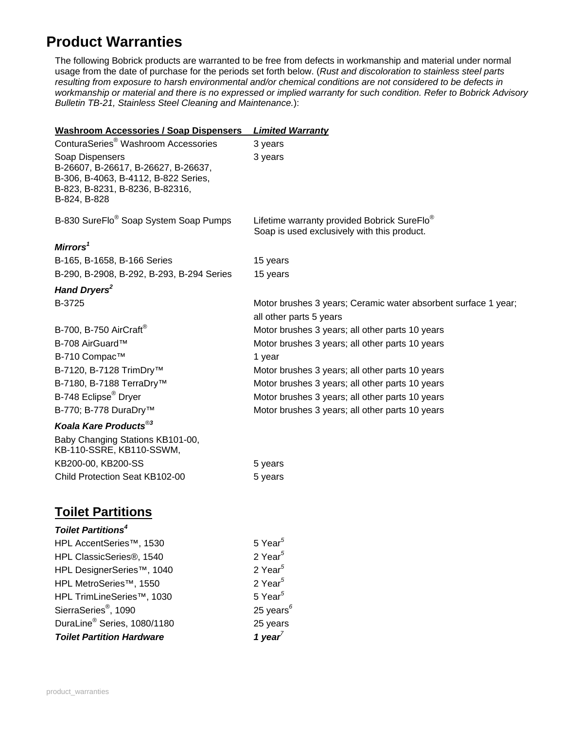# Product Warranties

The following Bobrick products are warranted to be free from defects in workmanship and material under normal usage from the date of purchase for the periods set forth below. (*Rust and discoloration to stainless steel parts resulting from exposure to harsh environmental and/or chemical conditions are not considered to be defects in workmanship or material and there is no expressed or implied warranty for such condition. Refer to Bobrick Advisory Bulletin TB-21, Stainless Steel Cleaning and Maintenance.*):

| **Washroom Accessories / Soap Dispensers** | ***Limited Warranty*** |
|---|---|
| ConturaSeries® Washroom Accessories | 3 years |
| Soap Dispensers B-26607, B-26617, B-26627, B-26637, B-306, B-4063, B-4112, B-822 Series, B-823, B-8231, B-8236, B-82316, B-824, B-828 | 3 years |
| B-830 SureFlo® Soap System Soap Pumps | Lifetime warranty provided Bobrick SureFlo® Soap is used exclusively with this product. |
| ***Mirrors[1]*** | |
| B-165, B-1658, B-166 Series | 15 years |
| B-290, B-2908, B-292, B-293, B-294 Series | 15 years |
| ***Hand Dryers[2]*** | |
| B-3725 | Motor brushes 3 years; Ceramic water absorbent surface 1 year; all other parts 5 years |
| B-700, B-750 AirCraft® | Motor brushes 3 years; all other parts 10 years |
| B-708 AirGuard™ | Motor brushes 3 years; all other parts 10 years |
| B-710 Compac™ | 1 year |
| B-7120, B-7128 TrimDry™ | Motor brushes 3 years; all other parts 10 years |
| B-7180, B-7188 TerraDry™ | Motor brushes 3 years; all other parts 10 years |
| B-748 Eclipse® Dryer | Motor brushes 3 years; all other parts 10 years |
| B-770; B-778 DuraDry™ | Motor brushes 3 years; all other parts 10 years |
| ***Koala Kare Products®[3]*** | |
| Baby Changing Stations KB101-00, KB-110-SSRE, KB110-SSWM, KB200-00, KB200-SS | 5 years |
| Child Protection Seat KB102-00 | 5 years |

## Toilet Partitions

| ***Toilet Partitions[4]*** | |
|---|---|
| HPL AccentSeries™, 1530 | 5 Year[5] |
| HPL ClassicSeries®, 1540 | 2 Year[5] |
| HPL DesignerSeries™, 1040 | 2 Year[5] |
| HPL MetroSeries™, 1550 | 2 Year[5] |
| HPL TrimLineSeries™, 1030 | 5 Year[5] |
| SierraSeries®, 1090 | 25 years[6] |
| DuraLine® Series, 1080/1180 | 25 years |
| ***Toilet Partition Hardware*** | ***1 year[7]*** |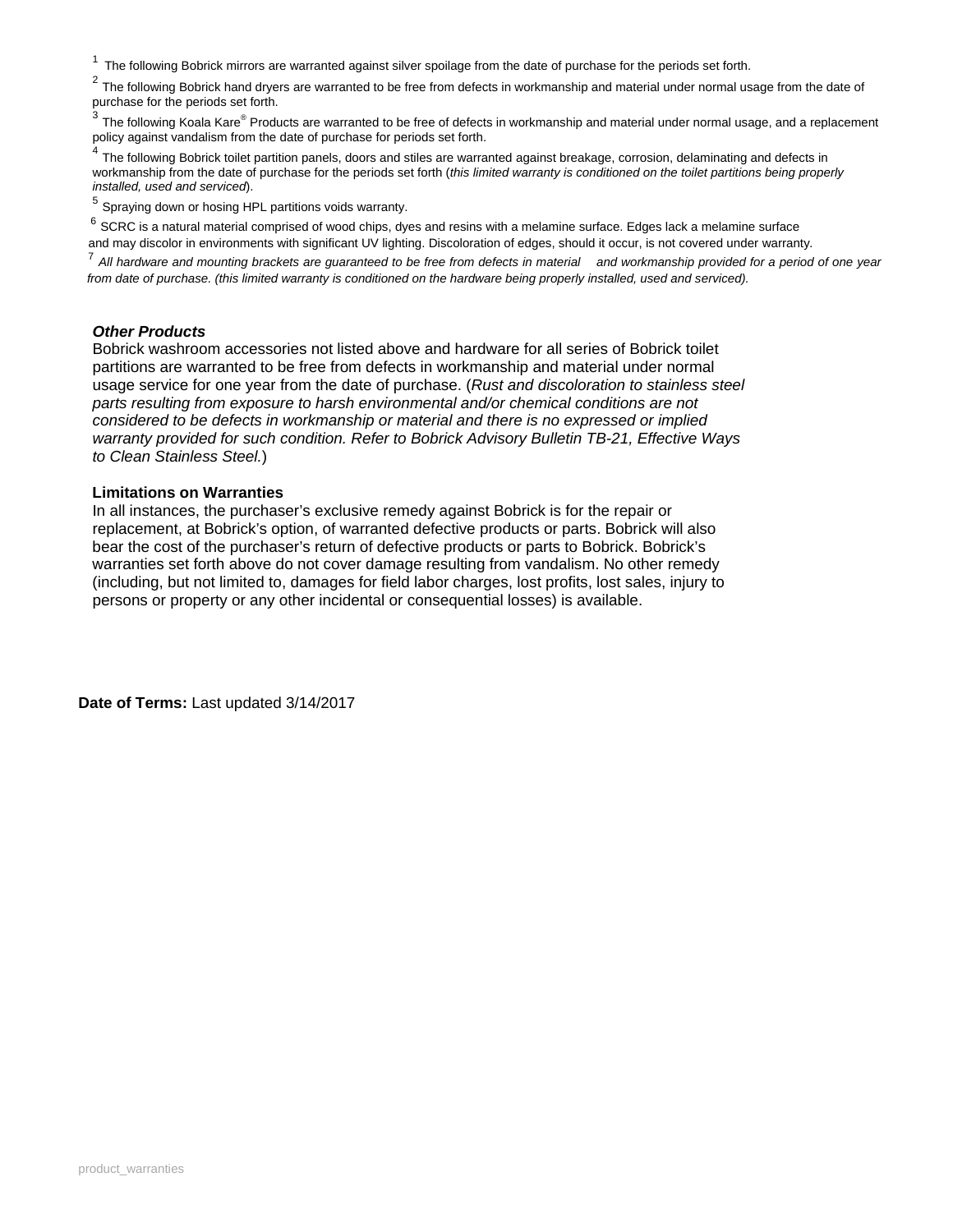[1] The following Bobrick mirrors are warranted against silver spoilage from the date of purchase for the periods set forth.

[2] The following Bobrick hand dryers are warranted to be free from defects in workmanship and material under normal usage from the date of purchase for the periods set forth.

[3] The following Koala Kare® Products are warranted to be free of defects in workmanship and material under normal usage, and a replacement policy against vandalism from the date of purchase for periods set forth.

[4] The following Bobrick toilet partition panels, doors and stiles are warranted against breakage, corrosion, delaminating and defects in workmanship from the date of purchase for the periods set forth (*this limited warranty is conditioned on the toilet partitions being properly installed, used and serviced*).

[5] Spraying down or hosing HPL partitions voids warranty.

[6] SCRC is a natural material comprised of wood chips, dyes and resins with a melamine surface. Edges lack a melamine surface and may discolor in environments with significant UV lighting. Discoloration of edges, should it occur, is not covered under warranty.

[7] *All hardware and mounting brackets are guaranteed to be free from defects in material and workmanship provided for a period of one year from date of purchase. (this limited warranty is conditioned on the hardware being properly installed, used and serviced).*

***Other Products***

Bobrick washroom accessories not listed above and hardware for all series of Bobrick toilet partitions are warranted to be free from defects in workmanship and material under normal usage service for one year from the date of purchase. (*Rust and discoloration to stainless steel parts resulting from exposure to harsh environmental and/or chemical conditions are not considered to be defects in workmanship or material and there is no expressed or implied warranty provided for such condition. Refer to Bobrick Advisory Bulletin TB-21, Effective Ways to Clean Stainless Steel.*)

**Limitations on Warranties**

In all instances, the purchaser's exclusive remedy against Bobrick is for the repair or replacement, at Bobrick's option, of warranted defective products or parts. Bobrick will also bear the cost of the purchaser's return of defective products or parts to Bobrick. Bobrick's warranties set forth above do not cover damage resulting from vandalism. No other remedy (including, but not limited to, damages for field labor charges, lost profits, lost sales, injury to persons or property or any other incidental or consequential losses) is available.

**Date of Terms:** Last updated 3/14/2017